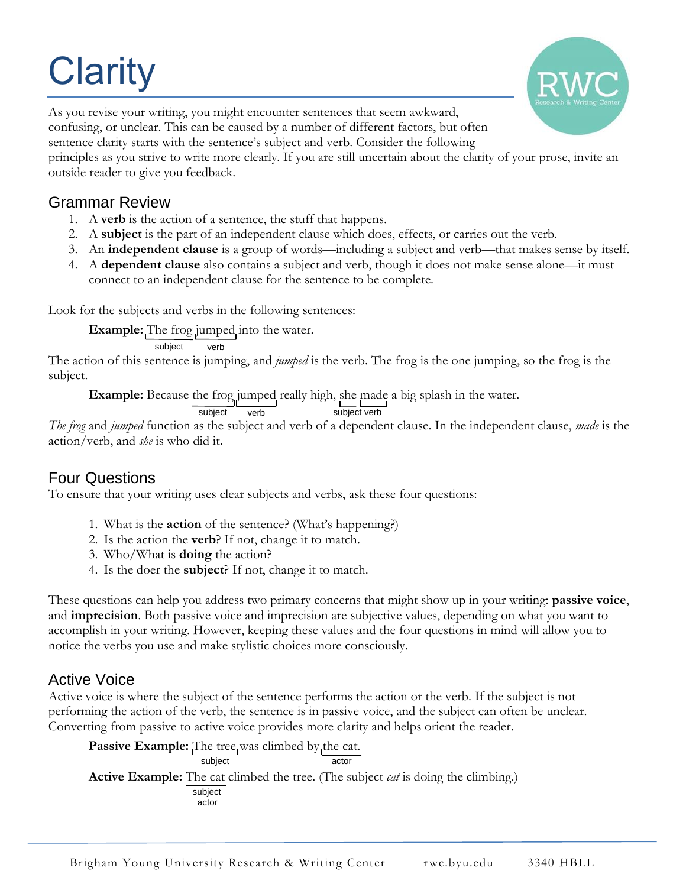# Clarity

As you revise your writing, you might encounter sentences that seem awkward, confusing, or unclear. This can be caused by a number of different factors, but often sentence clarity starts with the sentence's subject and verb. Consider the following principles as you strive to write more clearly. If you are still uncertain about the clarity of your prose, invite an outside reader to give you feedback.

## Grammar Review

1. A **verb** is the action of a sentence, the stuff that happens.
2. A **subject** is the part of an independent clause which does, effects, or carries out the verb.
3. An **independent clause** is a group of words—including a subject and verb—that makes sense by itself.
4. A **dependent clause** also contains a subject and verb, though it does not make sense alone—it must connect to an independent clause for the sentence to be complete.

Look for the subjects and verbs in the following sentences:

**Example:** The frog (subject) jumped (verb) into the water.

The action of this sentence is jumping, and *jumped* is the verb. The frog is the one jumping, so the frog is the subject.

**Example:** Because the frog (subject) jumped (verb) really high, she (subject) made (verb) a big splash in the water.

*The frog* and *jumped* function as the subject and verb of a dependent clause. In the independent clause, *made* is the action/verb, and *she* is who did it.

## Four Questions

To ensure that your writing uses clear subjects and verbs, ask these four questions:

1. What is the **action** of the sentence? (What's happening?)
2. Is the action the **verb**? If not, change it to match.
3. Who/What is **doing** the action?
4. Is the doer the **subject**? If not, change it to match.

These questions can help you address two primary concerns that might show up in your writing: **passive voice**, and **imprecision**. Both passive voice and imprecision are subjective values, depending on what you want to accomplish in your writing. However, keeping these values and the four questions in mind will allow you to notice the verbs you use and make stylistic choices more consciously.

## Active Voice

Active voice is where the subject of the sentence performs the action or the verb. If the subject is not performing the action of the verb, the sentence is in passive voice, and the subject can often be unclear. Converting from passive to active voice provides more clarity and helps orient the reader.

**Passive Example:** The tree (subject) was climbed by the cat. (actor)

**Active Example:** The cat (subject, actor) climbed the tree. (The subject *cat* is doing the climbing.)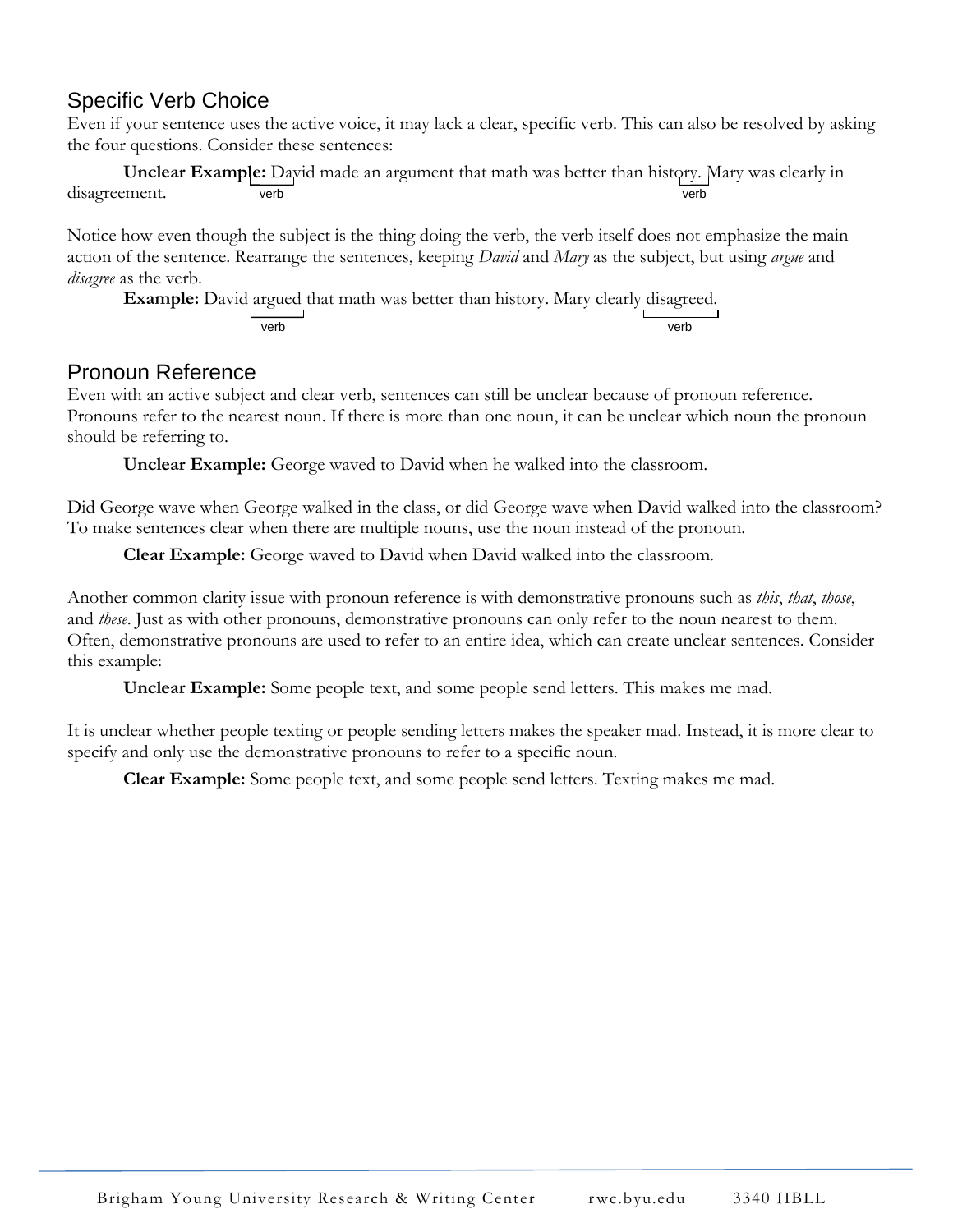## Specific Verb Choice

Even if your sentence uses the active voice, it may lack a clear, specific verb. This can also be resolved by asking the four questions. Consider these sentences:

**Unclear Example:** David made an argument that math was better than history. Mary was clearly in disagreement.

Notice how even though the subject is the thing doing the verb, the verb itself does not emphasize the main action of the sentence. Rearrange the sentences, keeping *David* and *Mary* as the subject, but using *argue* and *disagree* as the verb.

**Example:** David argued that math was better than history. Mary clearly disagreed.

## Pronoun Reference

Even with an active subject and clear verb, sentences can still be unclear because of pronoun reference. Pronouns refer to the nearest noun. If there is more than one noun, it can be unclear which noun the pronoun should be referring to.

**Unclear Example:** George waved to David when he walked into the classroom.

Did George wave when George walked in the class, or did George wave when David walked into the classroom? To make sentences clear when there are multiple nouns, use the noun instead of the pronoun.

**Clear Example:** George waved to David when David walked into the classroom.

Another common clarity issue with pronoun reference is with demonstrative pronouns such as *this*, *that*, *those*, and *these*. Just as with other pronouns, demonstrative pronouns can only refer to the noun nearest to them. Often, demonstrative pronouns are used to refer to an entire idea, which can create unclear sentences. Consider this example:

**Unclear Example:** Some people text, and some people send letters. This makes me mad.

It is unclear whether people texting or people sending letters makes the speaker mad. Instead, it is more clear to specify and only use the demonstrative pronouns to refer to a specific noun.

**Clear Example:** Some people text, and some people send letters. Texting makes me mad.